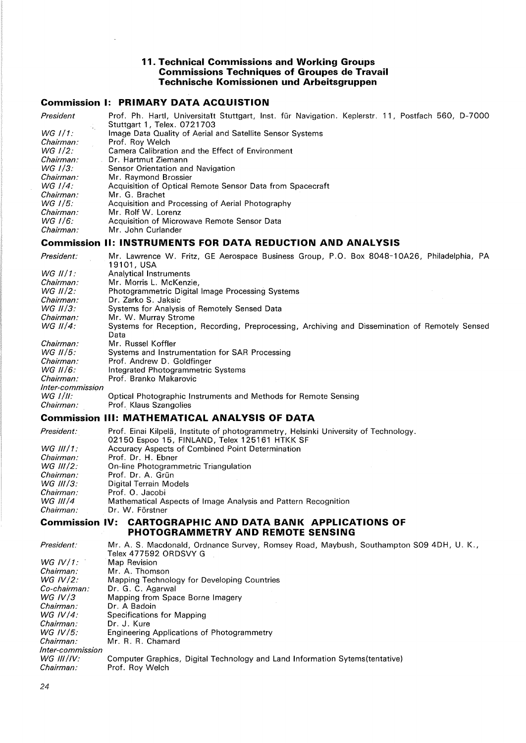## 11. Technical Commissions and Working Groups
## Commissions Techniques of Groupes de Travail
## Technische Komissionen und Arbeitsgruppen

### Commission I: PRIMARY DATA ACQUISTION

*President* Prof. Ph. Hartl, Universitaït Stuttgart, Inst. für Navigation. Keplerstr. 11, Postfach 560, D-7000 Stuttgart 1, Telex. 0721703

*WG I/1:* Image Data Quality of Aerial and Satellite Sensor Systems
*Chairman:* Prof. Roy Welch

*WG I/2:* Camera Calibration and the Effect of Environment
*Chairman:* Dr. Hartmut Ziemann

*WG I/3:* Sensor Orientation and Navigation
*Chairman:* Mr. Raymond Brossier

*WG I/4:* Acquisition of Optical Remote Sensor Data from Spacecraft
*Chairman:* Mr. G. Brachet

*WG I/5:* Acquisition and Processing of Aerial Photography
*Chairman:* Mr. Rolf W. Lorenz

*WG I/6:* Acquisition of Microwave Remote Sensor Data
*Chairman:* Mr. John Curlander

### Commission II: INSTRUMENTS FOR DATA REDUCTION AND ANALYSIS

*President:* Mr. Lawrence W. Fritz, GE Aerospace Business Group, P.O. Box 8048-10A26, Philadelphia, PA 19101, USA

*WG II/1:* Analytical Instruments
*Chairman:* Mr. Morris L. McKenzie,

*WG II/2:* Photogrammetric Digital Image Processing Systems
*Chairman:* Dr. Zarko S. Jaksic

*WG II/3:* Systems for Analysis of Remotely Sensed Data
*Chairman:* Mr. W. Murray Strome

*WG II/4:* Systems for Reception, Recording, Preprocessing, Archiving and Dissemination of Remotely Sensed Data
*Chairman:* Mr. Russel Koffler

*WG II/5:* Systems and Instrumentation for SAR Processing
*Chairman:* Prof. Andrew D. Goldfinger

*WG II/6:* Integrated Photogrammetric Systems
*Chairman:* Prof. Branko Makarovic

*Inter-commission*
*WG I/II:* Optical Photographic Instruments and Methods for Remote Sensing
*Chairman:* Prof. Klaus Szangolies

### Commission III: MATHEMATICAL ANALYSIS OF DATA

*President:* Prof. Einai Kilpelä, Institute of photogrammetry, Helsinki University of Technology. 02150 Espoo 15, FINLAND, Telex 125161 HTKK SF

*WG III/1:* Accuracy Aspects of Combined Point Determination
*Chairman:* Prof. Dr. H. Ebner

*WG III/2:* On-line Photogrammetric Triangulation
*Chairman:* Prof. Dr. A. Grün

*WG III/3:* Digital Terrain Models
*Chairman:* Prof. O. Jacobi

*WG III/4* Mathematical Aspects of Image Analysis and Pattern Recognition
*Chairman:* Dr. W. Förstner

### Commission IV: CARTOGRAPHIC AND DATA BANK APPLICATIONS OF PHOTOGRAMMETRY AND REMOTE SENSING

*President:* Mr. A. S. Macdonald, Ordnance Survey, Romsey Road, Maybush, Southampton S09 4DH, U. K., Telex 477592 ORDSVY G

*WG IV/1:* Map Revision
*Chairman:* Mr. A. Thomson

*WG IV/2:* Mapping Technology for Developing Countries
*Co-chairman:* Dr. G. C. Agarwal

*WG IV/3* Mapping from Space Borne Imagery
*Chairman:* Dr. A Badoin

*WG IV/4:* Specifications for Mapping
*Chairman:* Dr. J. Kure

*WG IV/5:* Engineering Applications of Photogrammetry
*Chairman:* Mr. R. R. Chamard

*Inter-commission*
*WG III/IV:* Computer Graphics, Digital Technology and Land Information Sytems(tentative)
*Chairman:* Prof. Roy Welch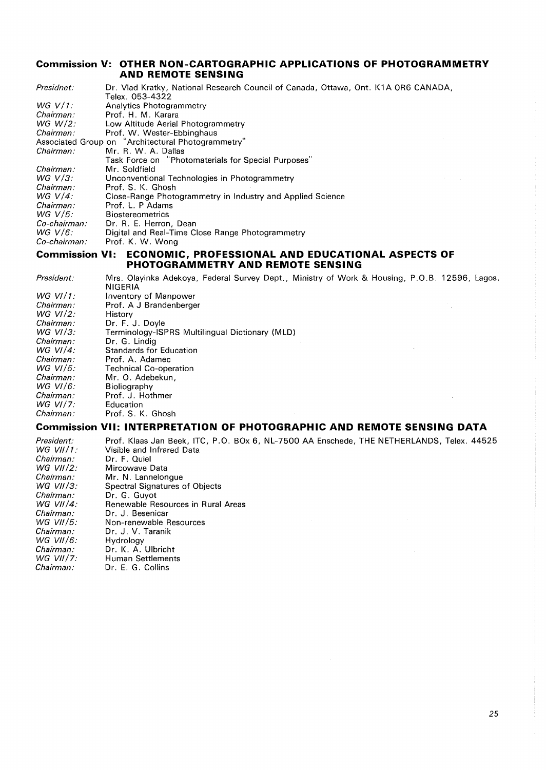## Commission V: OTHER NON-CARTOGRAPHIC APPLICATIONS OF PHOTOGRAMMETRY AND REMOTE SENSING

| | |
|---|---|
| *Presidnet:* | Dr. Vlad Kratky, National Research Council of Canada, Ottawa, Ont. K1A 0R6 CANADA, Telex. 053-4322 |
| *WG V/1:* | Analytics Photogrammetry |
| *Chairman:* | Prof. H. M. Karara |
| *WG W/2:* | Low Altitude Aerial Photogrammetry |
| *Chairman:* | Prof. W. Wester-Ebbinghaus |
| Associated Group on | "Architectural Photogrammetry" |
| *Chairman:* | Mr. R. W. A. Dallas |
| | Task Force on "Photomaterials for Special Purposes" |
| *Chairman:* | Mr. Soldfield |
| *WG V/3:* | Unconventional Technologies in Photogrammetry |
| *Chairman:* | Prof. S. K. Ghosh |
| *WG V/4:* | Close-Range Photogrammetry in Industry and Applied Science |
| *Chairman:* | Prof. L. P Adams |
| *WG V/5:* | Biostereometrics |
| *Co-chairman:* | Dr. R. E. Herron, Dean |
| *WG V/6:* | Digital and Real-Time Close Range Photogrammetry |
| *Co-chairman:* | Prof. K. W. Wong |

## Commission VI: ECONOMIC, PROFESSIONAL AND EDUCATIONAL ASPECTS OF PHOTOGRAMMETRY AND REMOTE SENSING

| | |
|---|---|
| *President:* | Mrs. Olayinka Adekoya, Federal Survey Dept., Ministry of Work & Housing, P.O.B. 12596, Lagos, NIGERIA |
| *WG VI/1:* | Inventory of Manpower |
| *Chairman:* | Prof. A J Brandenberger |
| *WG VI/2:* | History |
| *Chairman:* | Dr. F. J. Doyle |
| *WG VI/3:* | Terminology-ISPRS Multilingual Dictionary (MLD) |
| *Chairman:* | Dr. G. Lindig |
| *WG VI/4:* | Standards for Education |
| *Chairman:* | Prof. A. Adamec |
| *WG VI/5:* | Technical Co-operation |
| *Chairman:* | Mr. O. Adebekun, |
| *WG VI/6:* | Bioliography |
| *Chairman:* | Prof. J. Hothmer |
| *WG VI/7:* | Education |
| *Chairman:* | Prof. S. K. Ghosh |

## Commission VII: INTERPRETATION OF PHOTOGRAPHIC AND REMOTE SENSING DATA

| | |
|---|---|
| *President:* | Prof. Klaas Jan Beek, ITC, P.O. BOx 6, NL-7500 AA Enschede, THE NETHERLANDS, Telex. 44525 |
| *WG VII/1:* | Visible and Infrared Data |
| *Chairman:* | Dr. F. Quiel |
| *WG VII/2:* | Mircowave Data |
| *Chairman:* | Mr. N. Lannelongue |
| *WG VII/3:* | Spectral Signatures of Objects |
| *Chairman:* | Dr. G. Guyot |
| *WG VII/4:* | Renewable Resources in Rural Areas |
| *Chairman:* | Dr. J. Besenicar |
| *WG VII/5:* | Non-renewable Resources |
| *Chairman:* | Dr. J. V. Taranik |
| *WG VII/6:* | Hydrology |
| *Chairman:* | Dr. K. A. Ulbricht |
| *WG VII/7:* | Human Settlements |
| *Chairman:* | Dr. E. G. Collins |